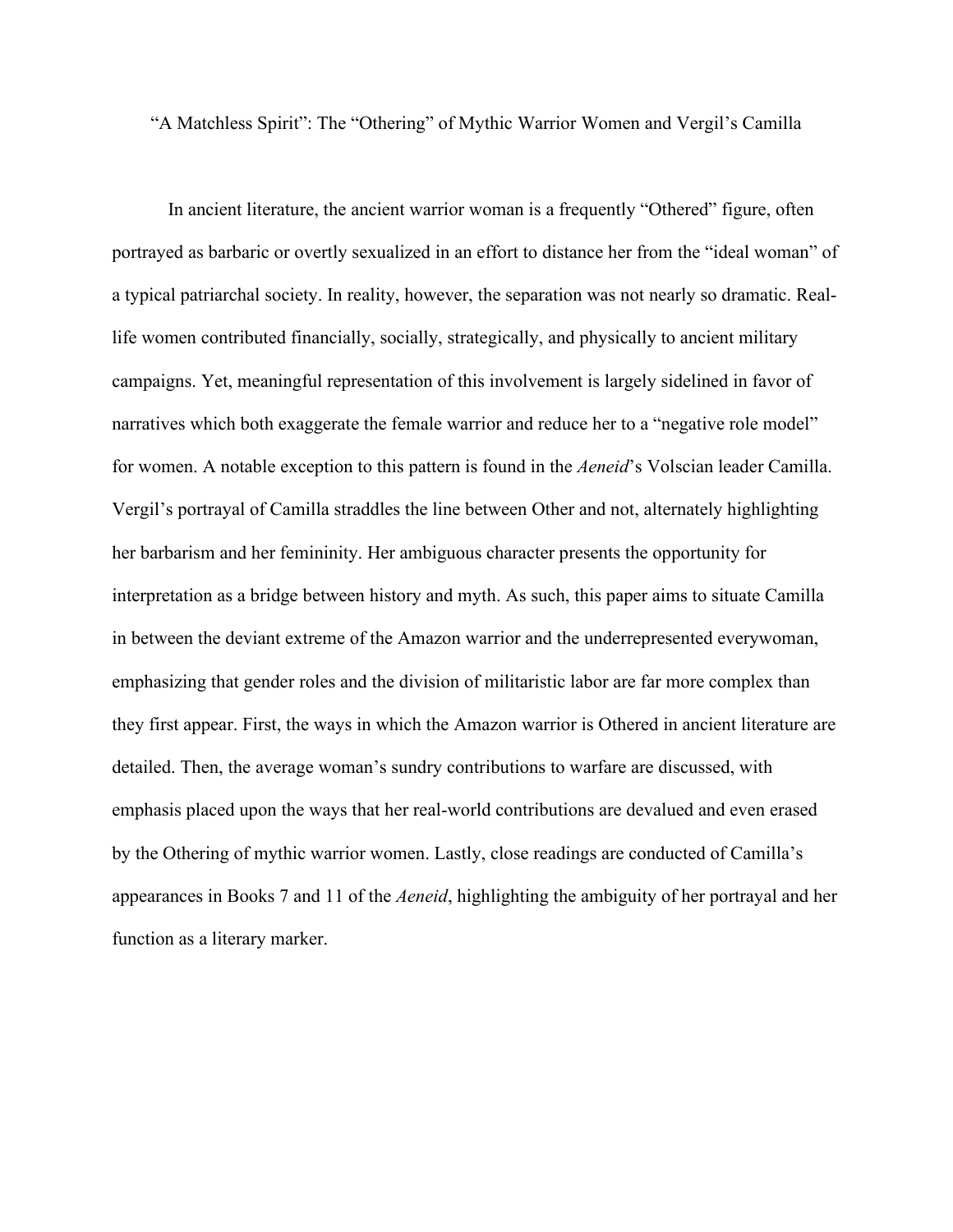# "A Matchless Spirit": The "Othering" of Mythic Warrior Women and Vergil's Camilla

In ancient literature, the ancient warrior woman is a frequently "Othered" figure, often portrayed as barbaric or overtly sexualized in an effort to distance her from the "ideal woman" of a typical patriarchal society. In reality, however, the separation was not nearly so dramatic. Real-life women contributed financially, socially, strategically, and physically to ancient military campaigns. Yet, meaningful representation of this involvement is largely sidelined in favor of narratives which both exaggerate the female warrior and reduce her to a "negative role model" for women. A notable exception to this pattern is found in the *Aeneid*'s Volscian leader Camilla. Vergil's portrayal of Camilla straddles the line between Other and not, alternately highlighting her barbarism and her femininity. Her ambiguous character presents the opportunity for interpretation as a bridge between history and myth. As such, this paper aims to situate Camilla in between the deviant extreme of the Amazon warrior and the underrepresented everywoman, emphasizing that gender roles and the division of militaristic labor are far more complex than they first appear. First, the ways in which the Amazon warrior is Othered in ancient literature are detailed. Then, the average woman's sundry contributions to warfare are discussed, with emphasis placed upon the ways that her real-world contributions are devalued and even erased by the Othering of mythic warrior women. Lastly, close readings are conducted of Camilla's appearances in Books 7 and 11 of the *Aeneid*, highlighting the ambiguity of her portrayal and her function as a literary marker.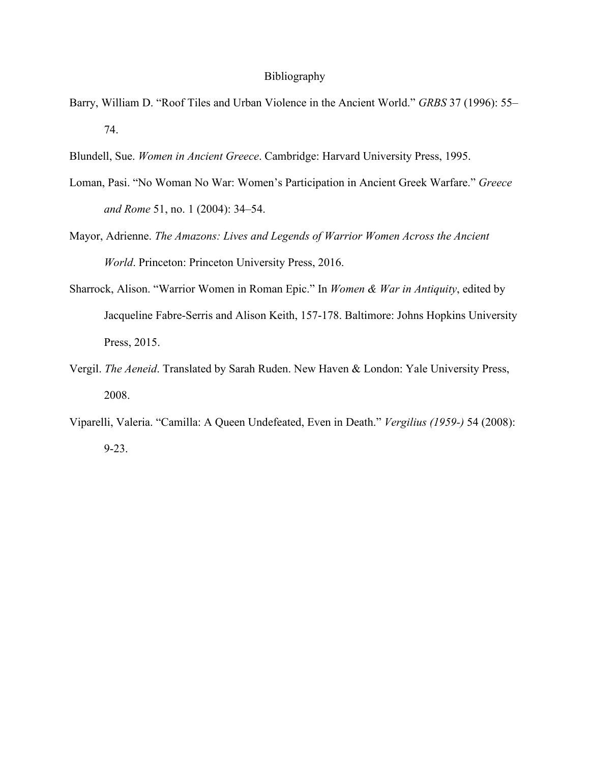# Bibliography

Barry, William D. "Roof Tiles and Urban Violence in the Ancient World." *GRBS* 37 (1996): 55–74.

Blundell, Sue. *Women in Ancient Greece*. Cambridge: Harvard University Press, 1995.

Loman, Pasi. "No Woman No War: Women's Participation in Ancient Greek Warfare." *Greece and Rome* 51, no. 1 (2004): 34–54.

Mayor, Adrienne. *The Amazons: Lives and Legends of Warrior Women Across the Ancient World*. Princeton: Princeton University Press, 2016.

Sharrock, Alison. "Warrior Women in Roman Epic." In *Women & War in Antiquity*, edited by Jacqueline Fabre-Serris and Alison Keith, 157-178. Baltimore: Johns Hopkins University Press, 2015.

Vergil. *The Aeneid*. Translated by Sarah Ruden. New Haven & London: Yale University Press, 2008.

Viparelli, Valeria. "Camilla: A Queen Undefeated, Even in Death." *Vergilius (1959-)* 54 (2008): 9-23.